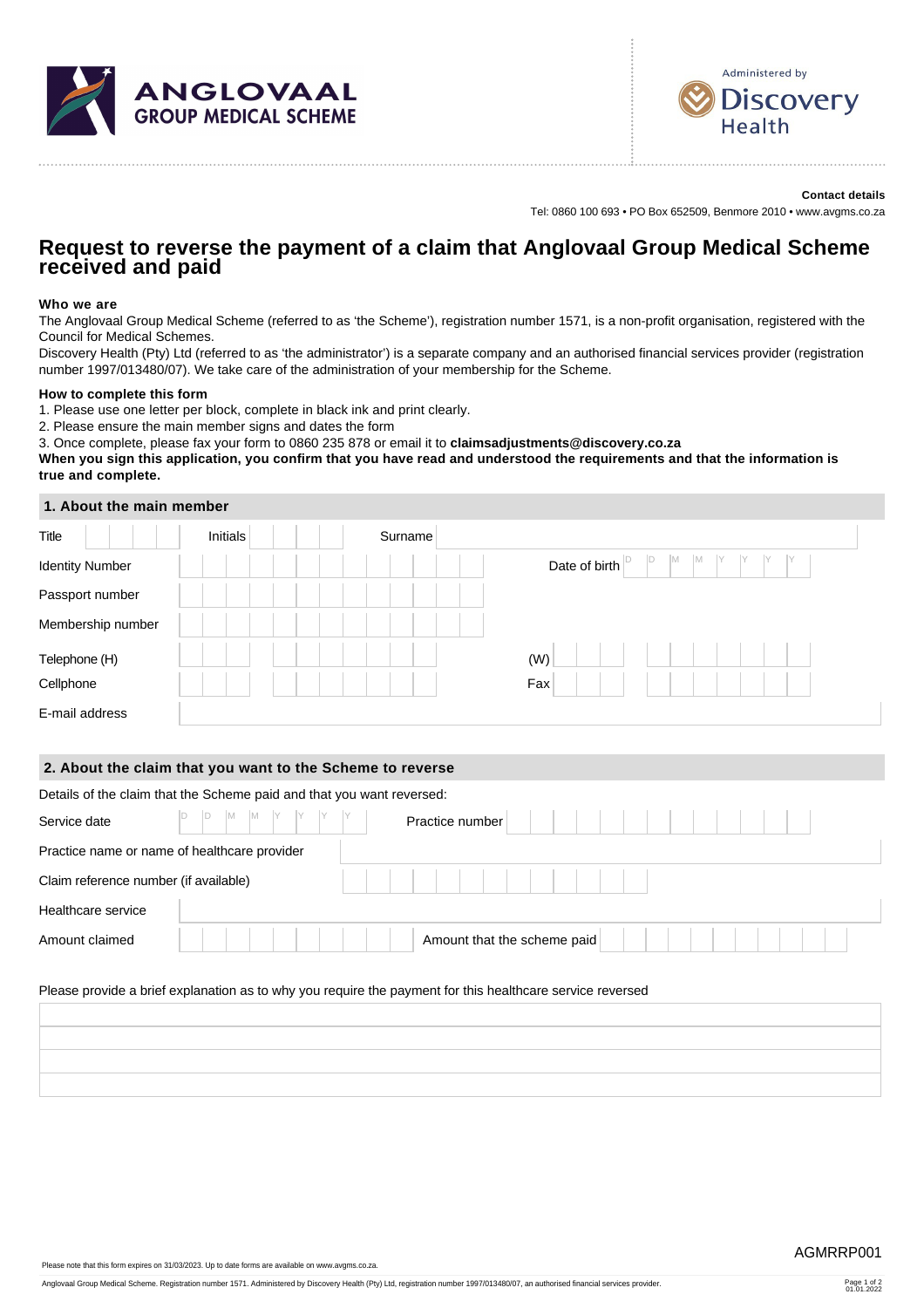ANGLOVAAL GROUP MEDICAL SCHEME

Administered by Discovery Health

**Contact details**

Tel: 0860 100 693 • PO Box 652509, Benmore 2010 • www.avgms.co.za

# Request to reverse the payment of a claim that Anglovaal Group Medical Scheme received and paid

**Who we are**

The Anglovaal Group Medical Scheme (referred to as 'the Scheme'), registration number 1571, is a non-profit organisation, registered with the Council for Medical Schemes.

Discovery Health (Pty) Ltd (referred to as 'the administrator') is a separate company and an authorised financial services provider (registration number 1997/013480/07). We take care of the administration of your membership for the Scheme.

**How to complete this form**

1. Please use one letter per block, complete in black ink and print clearly.
2. Please ensure the main member signs and dates the form
3. Once complete, please fax your form to 0860 235 878 or email it to **claimsadjustments@discovery.co.za**

**When you sign this application, you confirm that you have read and understood the requirements and that the information is true and complete.**

## 1. About the main member

| | | | |
|---|---|---|---|
| Title | | Initials | |
| Surname | | | |
| Identity Number | | Date of birth | D D M M Y Y Y Y |
| Passport number | | | |
| Membership number | | | |
| Telephone (H) | | (W) | |
| Cellphone | | Fax | |
| E-mail address | | | |

## 2. About the claim that you want to the Scheme to reverse

Details of the claim that the Scheme paid and that you want reversed:

| | | | |
|---|---|---|---|
| Service date | D D M M Y Y Y Y | Practice number | |
| Practice name or name of healthcare provider | | | |
| Claim reference number (if available) | | | |
| Healthcare service | | | |
| Amount claimed | | Amount that the scheme paid | |

Please provide a brief explanation as to why you require the payment for this healthcare service reversed

| |
|---|
| |
| |
| |
| |

AGMRRP001

Please note that this form expires on 31/03/2023. Up to date forms are available on www.avgms.co.za.

Anglovaal Group Medical Scheme. Registration number 1571. Administered by Discovery Health (Pty) Ltd, registration number 1997/013480/07, an authorised financial services provider.

01.01.2022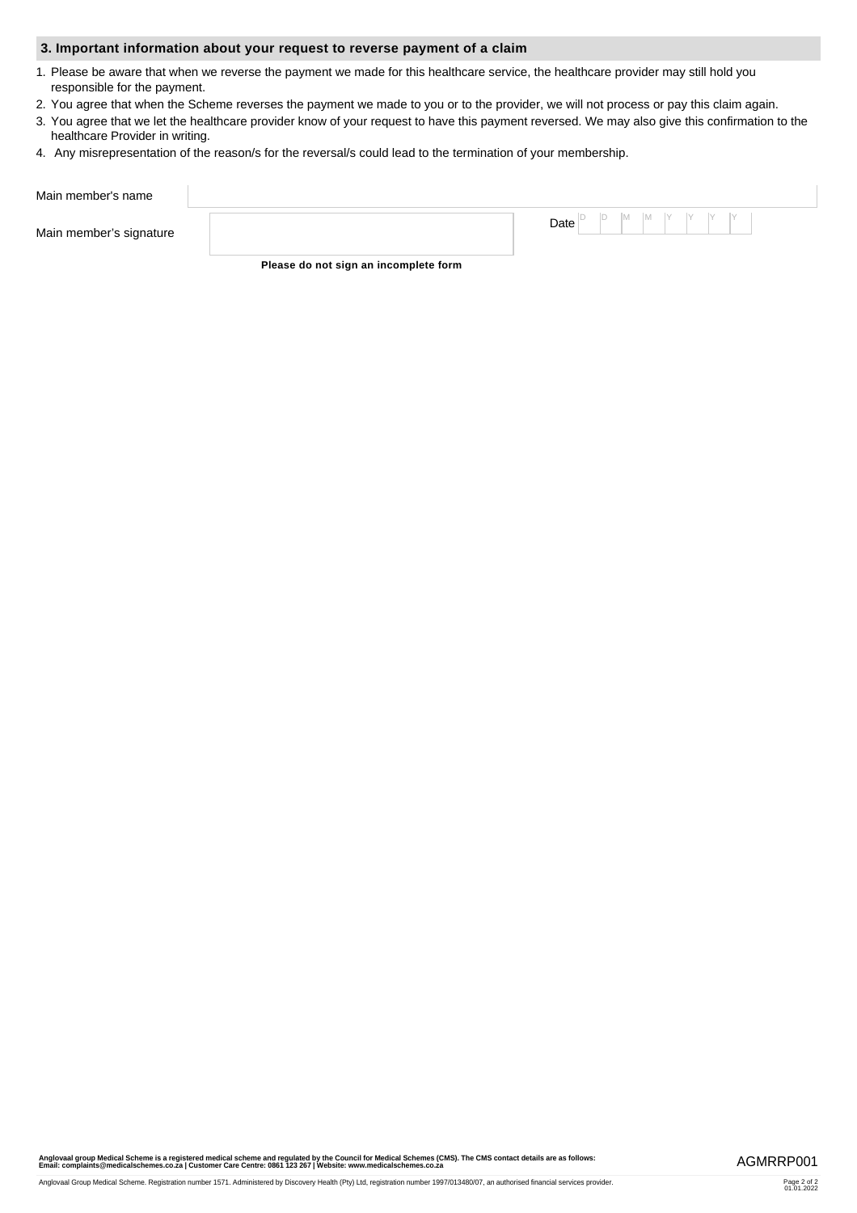## 3. Important information about your request to reverse payment of a claim

1. Please be aware that when we reverse the payment we made for this healthcare service, the healthcare provider may still hold you responsible for the payment.
2. You agree that when the Scheme reverses the payment we made to you or to the provider, we will not process or pay this claim again.
3. You agree that we let the healthcare provider know of your request to have this payment reversed. We may also give this confirmation to the healthcare Provider in writing.
4. Any misrepresentation of the reason/s for the reversal/s could lead to the termination of your membership.

Main member's name

Main member's signature

Date D D M M Y Y Y Y

**Please do not sign an incomplete form**

**Anglovaal group Medical Scheme is a registered medical scheme and regulated by the Council for Medical Schemes (CMS). The CMS contact details are as follows:**
**Email: complaints@medicalschemes.co.za | Customer Care Centre: 0861 123 267 | Website: www.medicalschemes.co.za**

AGMRRP001

Anglovaal Group Medical Scheme. Registration number 1571. Administered by Discovery Health (Pty) Ltd, registration number 1997/013480/07, an authorised financial services provider.

01.01.2022